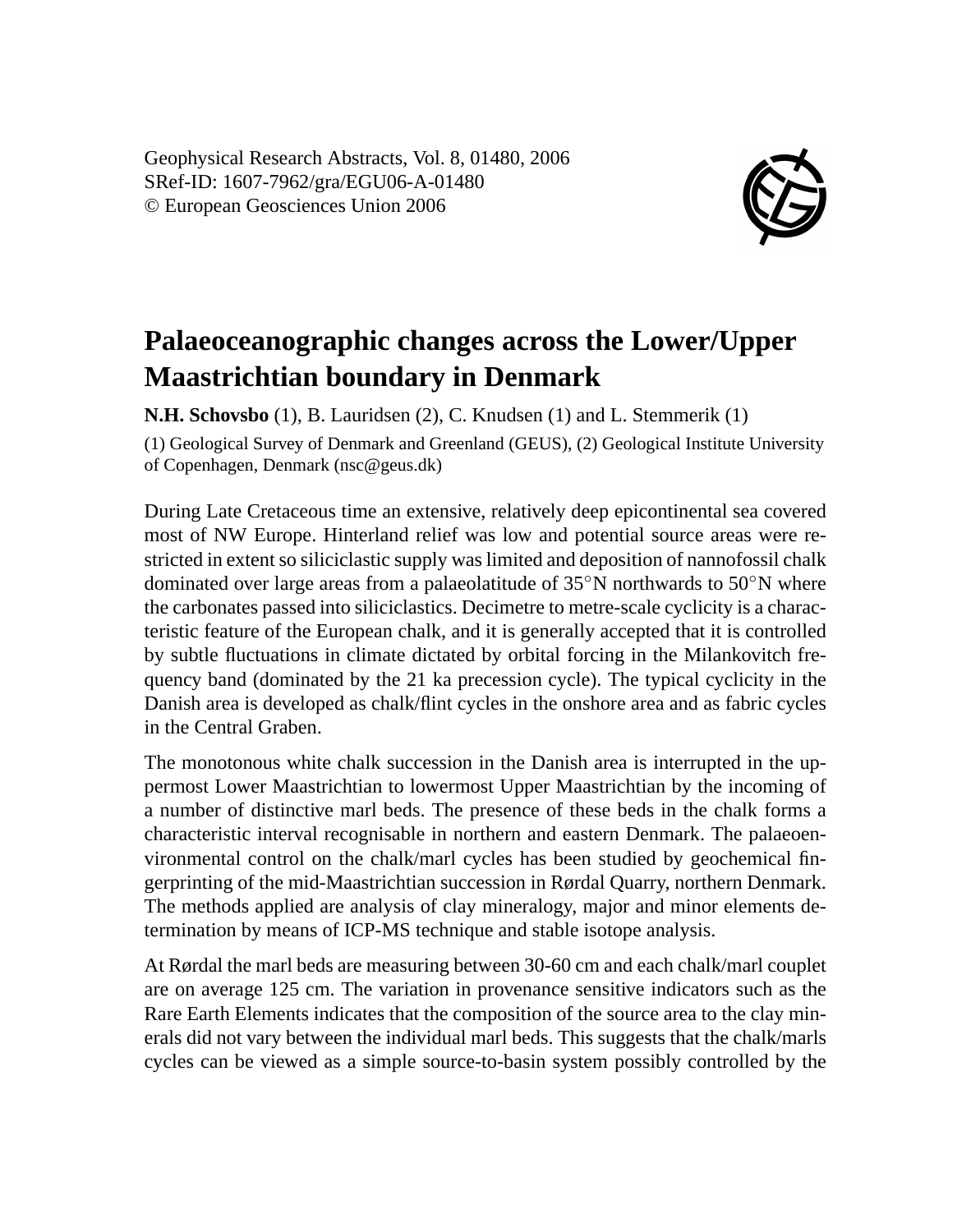Geophysical Research Abstracts, Vol. 8, 01480, 2006
SRef-ID: 1607-7962/gra/EGU06-A-01480
© European Geosciences Union 2006

# Palaeoceanographic changes across the Lower/Upper Maastrichtian boundary in Denmark

**N.H. Schovsbo** (1), B. Lauridsen (2), C. Knudsen (1) and L. Stemmerik (1)

(1) Geological Survey of Denmark and Greenland (GEUS), (2) Geological Institute University of Copenhagen, Denmark (nsc@geus.dk)

During Late Cretaceous time an extensive, relatively deep epicontinental sea covered most of NW Europe. Hinterland relief was low and potential source areas were restricted in extent so siliciclastic supply was limited and deposition of nannofossil chalk dominated over large areas from a palaeolatitude of 35°N northwards to 50°N where the carbonates passed into siliciclastics. Decimetre to metre-scale cyclicity is a characteristic feature of the European chalk, and it is generally accepted that it is controlled by subtle fluctuations in climate dictated by orbital forcing in the Milankovitch frequency band (dominated by the 21 ka precession cycle). The typical cyclicity in the Danish area is developed as chalk/flint cycles in the onshore area and as fabric cycles in the Central Graben.

The monotonous white chalk succession in the Danish area is interrupted in the uppermost Lower Maastrichtian to lowermost Upper Maastrichtian by the incoming of a number of distinctive marl beds. The presence of these beds in the chalk forms a characteristic interval recognisable in northern and eastern Denmark. The palaeoenvironmental control on the chalk/marl cycles has been studied by geochemical fingerprinting of the mid-Maastrichtian succession in Rørdal Quarry, northern Denmark. The methods applied are analysis of clay mineralogy, major and minor elements determination by means of ICP-MS technique and stable isotope analysis.

At Rørdal the marl beds are measuring between 30-60 cm and each chalk/marl couplet are on average 125 cm. The variation in provenance sensitive indicators such as the Rare Earth Elements indicates that the composition of the source area to the clay minerals did not vary between the individual marl beds. This suggests that the chalk/marls cycles can be viewed as a simple source-to-basin system possibly controlled by the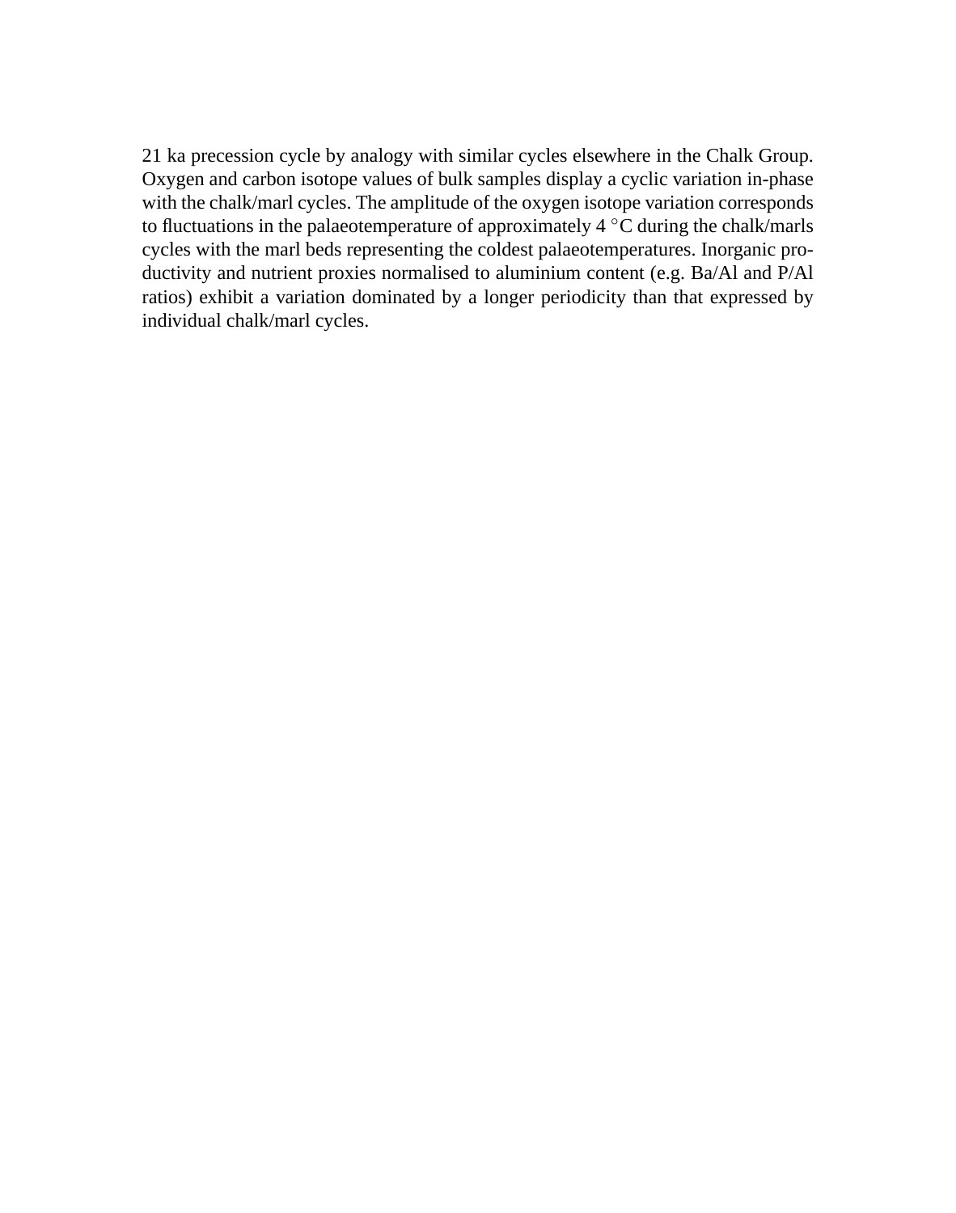21 ka precession cycle by analogy with similar cycles elsewhere in the Chalk Group. Oxygen and carbon isotope values of bulk samples display a cyclic variation in-phase with the chalk/marl cycles. The amplitude of the oxygen isotope variation corresponds to fluctuations in the palaeotemperature of approximately 4 °C during the chalk/marls cycles with the marl beds representing the coldest palaeotemperatures. Inorganic productivity and nutrient proxies normalised to aluminium content (e.g. Ba/Al and P/Al ratios) exhibit a variation dominated by a longer periodicity than that expressed by individual chalk/marl cycles.